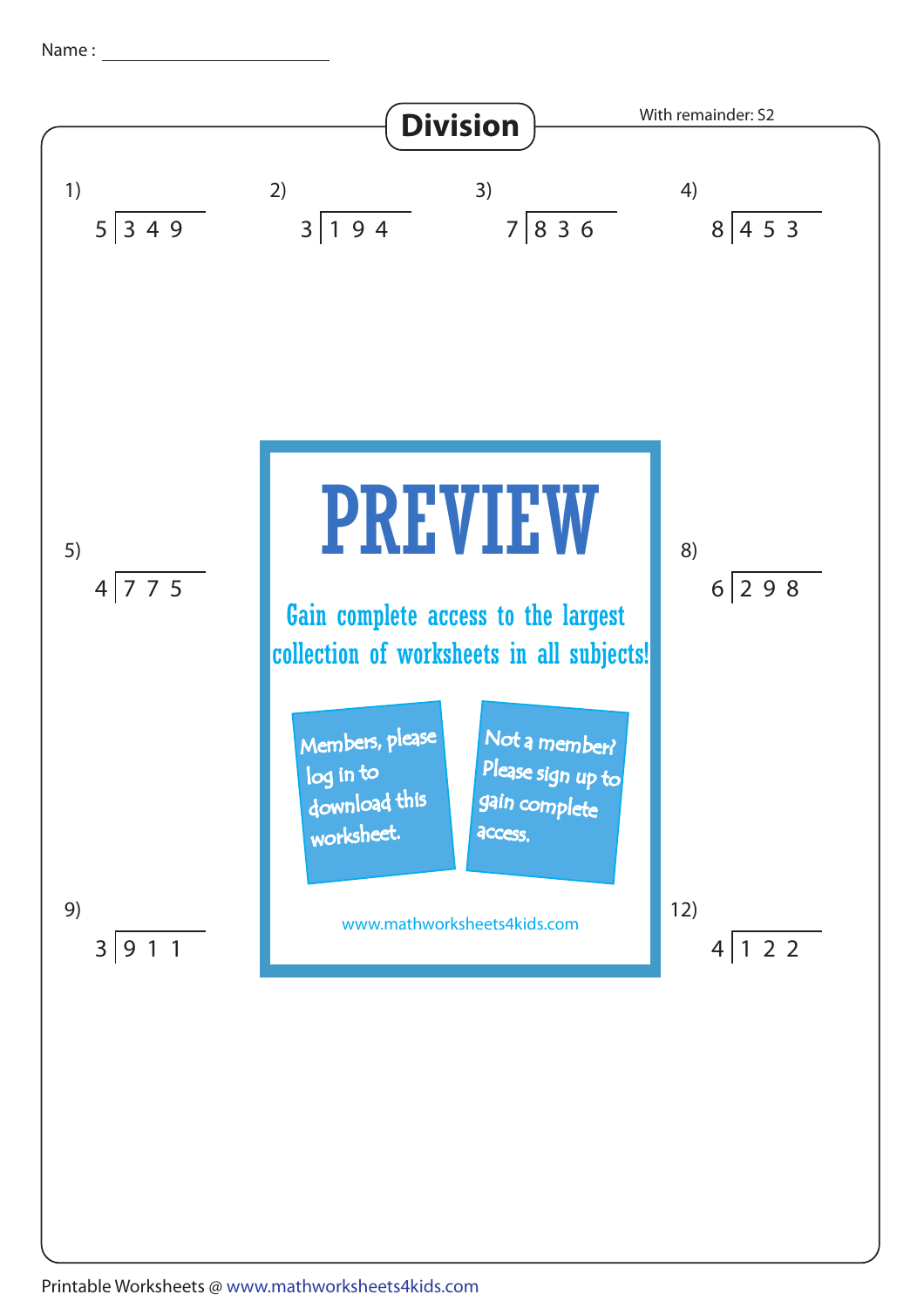Name : ____________________

# Division

With remainder: S2

1) $5\overline{)349}$

2) $3\overline{)194}$

3) $7\overline{)836}$

4) $8\overline{)453}$

5) $4\overline{)775}$

8) $6\overline{)298}$

9) $3\overline{)911}$

12) $4\overline{)122}$

PREVIEW

Gain complete access to the largest collection of worksheets in all subjects!

Members, please log in to download this worksheet.

Not a member? Please sign up to gain complete access.

www.mathworksheets4kids.com

Printable Worksheets @ www.mathworksheets4kids.com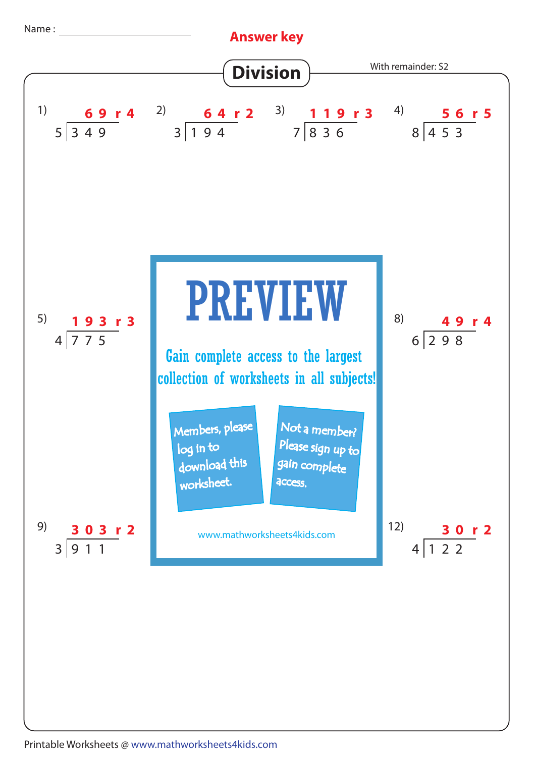Name : ____________________

**Answer key**

# Division

With remainder: S2

1) $349 \div 5$ = **69 r 4**

2) $194 \div 3$ = **64 r 2**

3) $836 \div 7$ = **119 r 3**

4) $453 \div 8$ = **56 r 5**

5) $775 \div 4$ = **193 r 3**

8) $298 \div 6$ = **49 r 4**

9) $911 \div 3$ = **303 r 2**

12) $122 \div 4$ = **30 r 2**

PREVIEW

Gain complete access to the largest collection of worksheets in all subjects!

Members, please log in to download this worksheet.

Not a member? Please sign up to gain complete access.

www.mathworksheets4kids.com

Printable Worksheets @ www.mathworksheets4kids.com